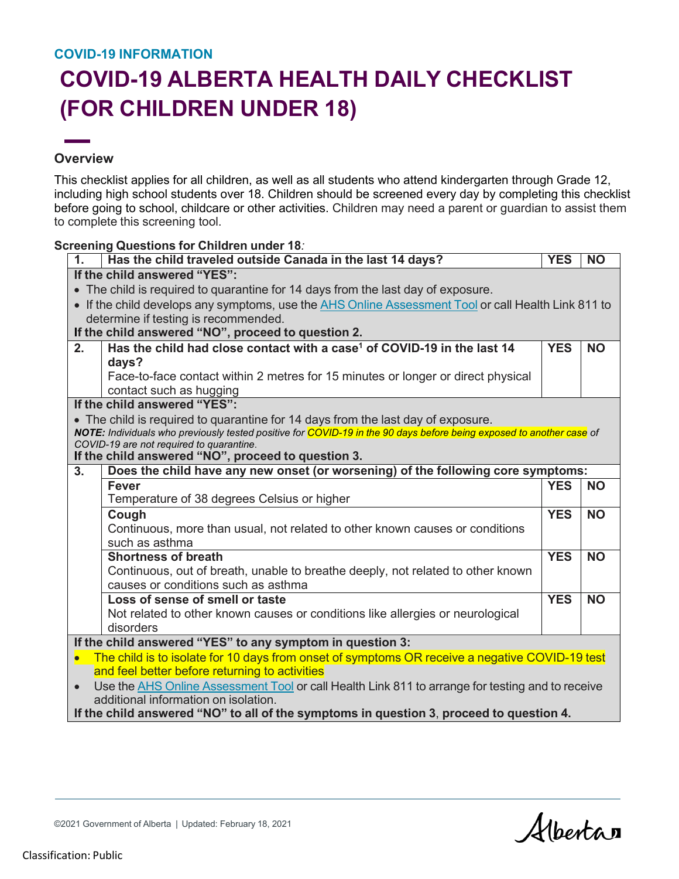COVID-19 INFORMATION

# COVID-19 ALBERTA HEALTH DAILY CHECKLIST (FOR CHILDREN UNDER 18)

## Overview

This checklist applies for all children, as well as all students who attend kindergarten through Grade 12, including high school students over 18. Children should be screened every day by completing this checklist before going to school, childcare or other activities. Children may need a parent or guardian to assist them to complete this screening tool.

**Screening Questions for Children under 18***:*

| | | | |
|---|---|---|---|
| **1.** | **Has the child traveled outside Canada in the last 14 days?** | **YES** | **NO** |
| **If the child answered "YES":**<br>• The child is required to quarantine for 14 days from the last day of exposure.<br>• If the child develops any symptoms, use the AHS Online Assessment Tool or call Health Link 811 to determine if testing is recommended.<br>**If the child answered "NO", proceed to question 2.** | | | |
| **2.** | **Has the child had close contact with a case[1] of COVID-19 in the last 14 days?**<br>Face-to-face contact within 2 metres for 15 minutes or longer or direct physical contact such as hugging | **YES** | **NO** |
| **If the child answered "YES":**<br>• The child is required to quarantine for 14 days from the last day of exposure.<br>***NOTE:*** *Individuals who previously tested positive for COVID-19 in the 90 days before being exposed to another case of COVID-19 are not required to quarantine.*<br>**If the child answered "NO", proceed to question 3.** | | | |
| **3.** | **Does the child have any new onset (or worsening) of the following core symptoms:** | | |
| | **Fever**<br>Temperature of 38 degrees Celsius or higher | **YES** | **NO** |
| | **Cough**<br>Continuous, more than usual, not related to other known causes or conditions such as asthma | **YES** | **NO** |
| | **Shortness of breath**<br>Continuous, out of breath, unable to breathe deeply, not related to other known causes or conditions such as asthma | **YES** | **NO** |
| | **Loss of sense of smell or taste**<br>Not related to other known causes or conditions like allergies or neurological disorders | **YES** | **NO** |
| **If the child answered "YES" to any symptom in question 3:**<br>• The child is to isolate for 10 days from onset of symptoms OR receive a negative COVID-19 test and feel better before returning to activities<br>• Use the AHS Online Assessment Tool or call Health Link 811 to arrange for testing and to receive additional information on isolation.<br>**If the child answered "NO" to all of the symptoms in question 3, proceed to question 4.** | | | |

©2021 Government of Alberta | Updated: February 18, 2021

Classification: Public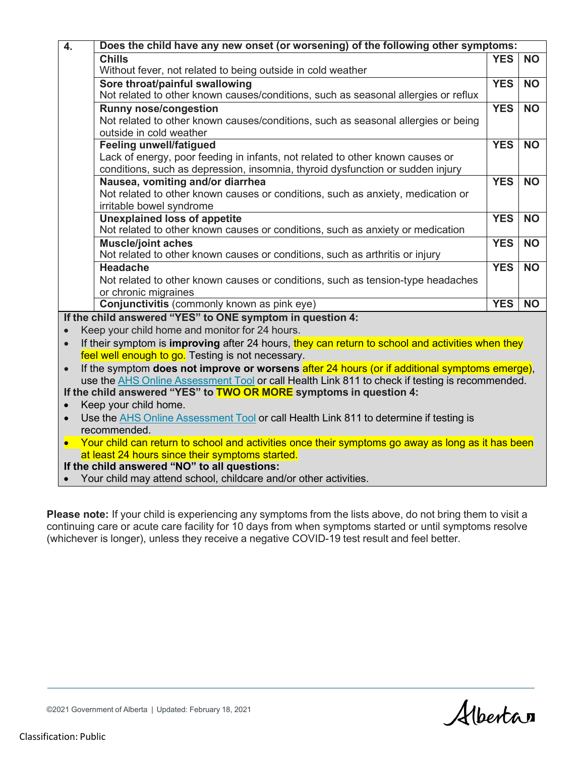| 4. | Does the child have any new onset (or worsening) of the following other symptoms: | | |
|---|---|---|---|
| | **Chills**<br>Without fever, not related to being outside in cold weather | **YES** | **NO** |
| | **Sore throat/painful swallowing**<br>Not related to other known causes/conditions, such as seasonal allergies or reflux | **YES** | **NO** |
| | **Runny nose/congestion**<br>Not related to other known causes/conditions, such as seasonal allergies or being outside in cold weather | **YES** | **NO** |
| | **Feeling unwell/fatigued**<br>Lack of energy, poor feeding in infants, not related to other known causes or conditions, such as depression, insomnia, thyroid dysfunction or sudden injury | **YES** | **NO** |
| | **Nausea, vomiting and/or diarrhea**<br>Not related to other known causes or conditions, such as anxiety, medication or irritable bowel syndrome | **YES** | **NO** |
| | **Unexplained loss of appetite**<br>Not related to other known causes or conditions, such as anxiety or medication | **YES** | **NO** |
| | **Muscle/joint aches**<br>Not related to other known causes or conditions, such as arthritis or injury | **YES** | **NO** |
| | **Headache**<br>Not related to other known causes or conditions, such as tension-type headaches or chronic migraines | **YES** | **NO** |
| | **Conjunctivitis** (commonly known as pink eye) | **YES** | **NO** |

**If the child answered "YES" to ONE symptom in question 4:**

- Keep your child home and monitor for 24 hours.
- If their symptom is **improving** after 24 hours, they can return to school and activities when they feel well enough to go. Testing is not necessary.
- If the symptom **does not improve or worsens** after 24 hours (or if additional symptoms emerge), use the AHS Online Assessment Tool or call Health Link 811 to check if testing is recommended.

**If the child answered "YES" to TWO OR MORE symptoms in question 4:**

- Keep your child home.
- Use the AHS Online Assessment Tool or call Health Link 811 to determine if testing is recommended.
- Your child can return to school and activities once their symptoms go away as long as it has been at least 24 hours since their symptoms started.

**If the child answered "NO" to all questions:**

- Your child may attend school, childcare and/or other activities.

**Please note:** If your child is experiencing any symptoms from the lists above, do not bring them to visit a continuing care or acute care facility for 10 days from when symptoms started or until symptoms resolve (whichever is longer), unless they receive a negative COVID-19 test result and feel better.

©2021 Government of Alberta | Updated: February 18, 2021

Alberta

Classification: Public